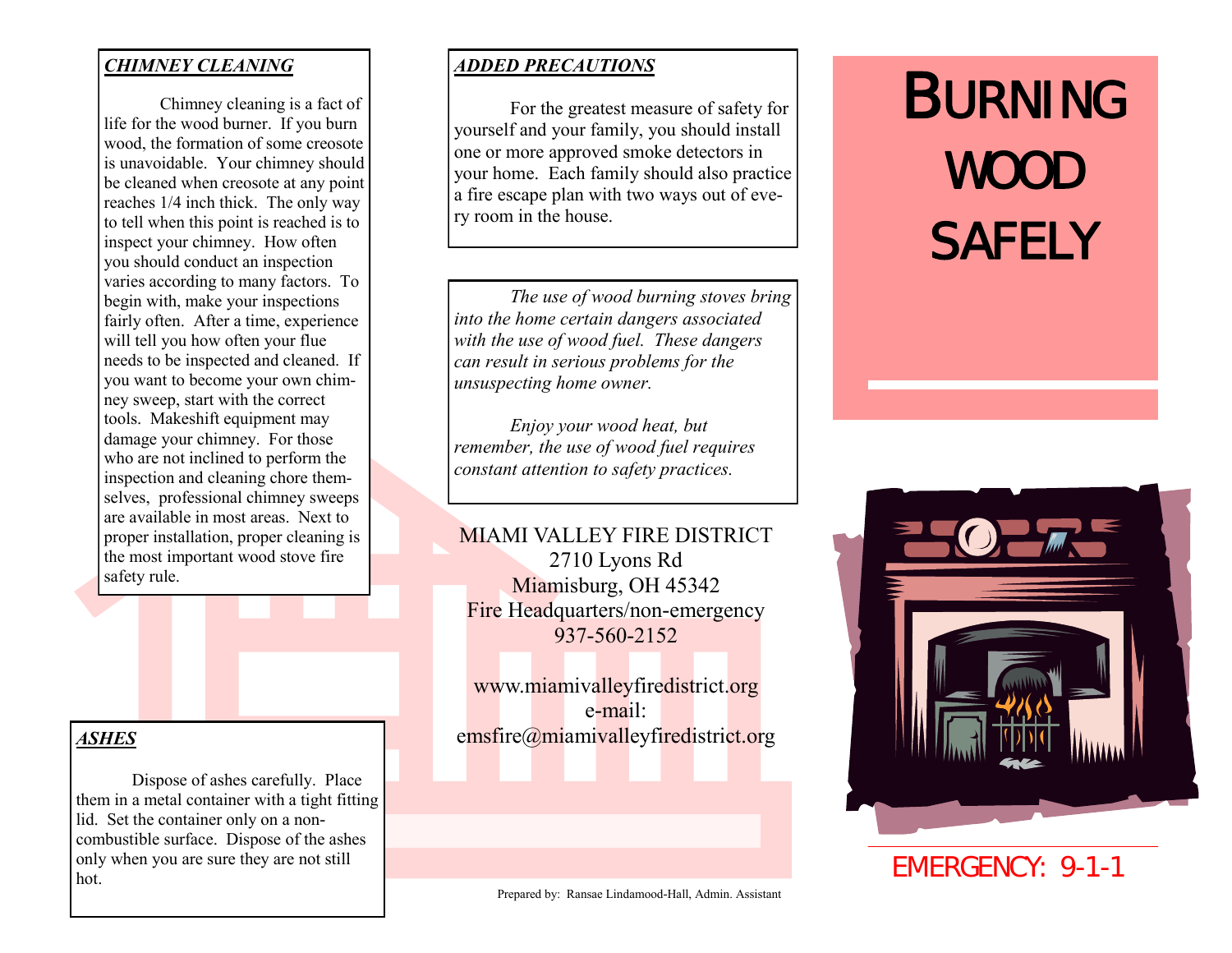## *CHIMNEY CLEANING*

Chimney cleaning is a fact of life for the wood burner. If you burn wood, the formation of some creosote is unavoidable. Your chimney should be cleaned when creosote at any point reaches 1/4 inch thick. The only way to tell when this point is reached is to inspect your chimney. How often you should conduct an inspection varies according to many factors. To begin with, make your inspections fairly often. After a time, experience will tell you how often your flue needs to be inspected and cleaned. If you want to become your own chimney sweep, start with the correct tools. Makeshift equipment may damage your chimney. For those who are not inclined to perform the inspection and cleaning chore themselves, professional chimney sweeps are available in most areas. Next to proper installation, proper cleaning is the most important wood stove fire safety rule.

## *ASHES*

Dispose of ashes carefully. Place them in a metal container with a tight fitting lid. Set the container only on a non-combustible surface. Dispose of the ashes only when you are sure they are not still hot.

## *ADDED PRECAUTIONS*

For the greatest measure of safety for yourself and your family, you should install one or more approved smoke detectors in your home. Each family should also practice a fire escape plan with two ways out of every room in the house.

*The use of wood burning stoves bring into the home certain dangers associated with the use of wood fuel. These dangers can result in serious problems for the unsuspecting home owner.*

*Enjoy your wood heat, but remember, the use of wood fuel requires constant attention to safety practices.*

MIAMI VALLEY FIRE DISTRICT
2710 Lyons Rd
Miamisburg, OH 45342
Fire Headquarters/non-emergency
937-560-2152

www.miamivalleyfiredistrict.org
e-mail:
emsfire@miamivalleyfiredistrict.org

Prepared by: Ransae Lindamood-Hall, Admin. Assistant

# BURNING WOOD SAFELY

EMERGENCY: 9-1-1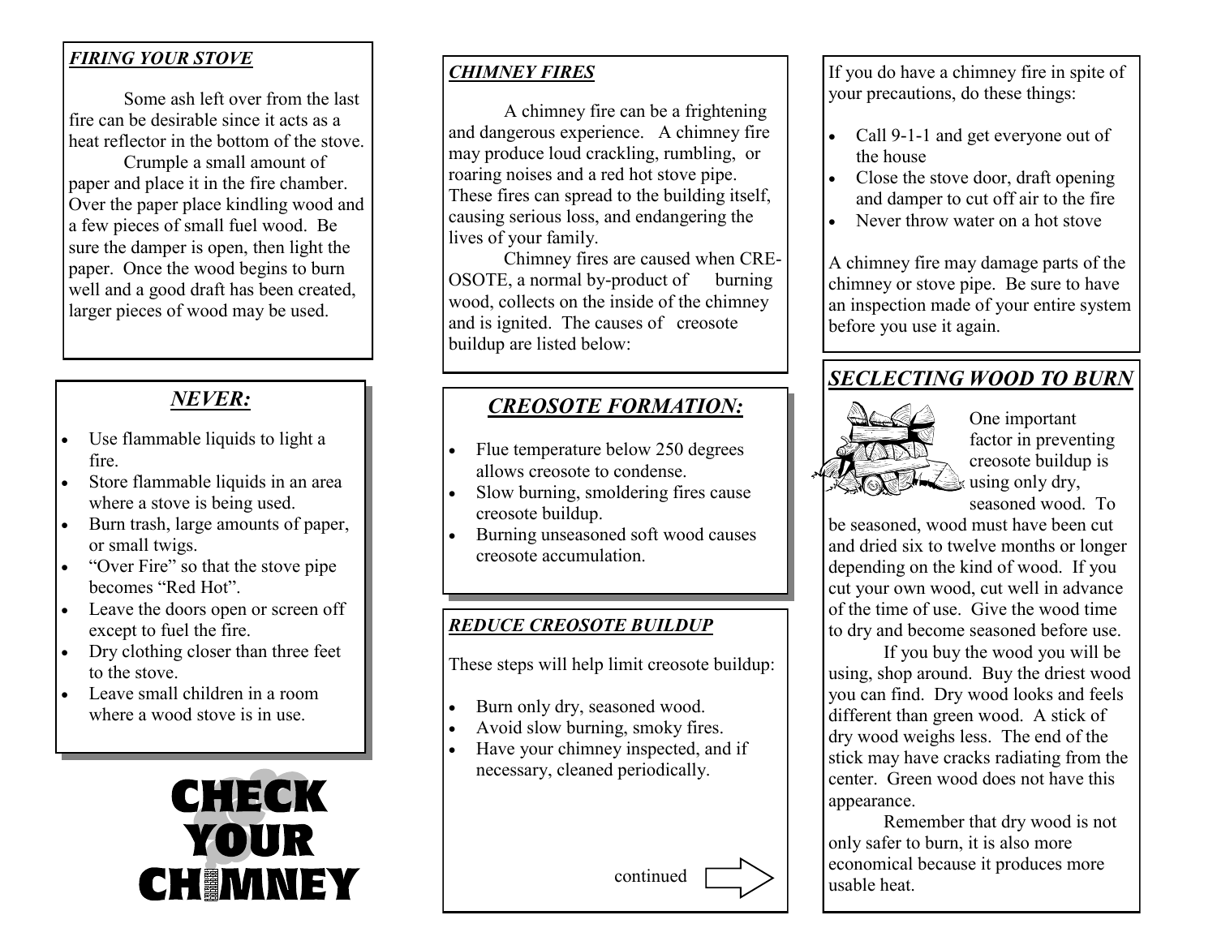## *FIRING YOUR STOVE*

Some ash left over from the last fire can be desirable since it acts as a heat reflector in the bottom of the stove.

Crumple a small amount of paper and place it in the fire chamber. Over the paper place kindling wood and a few pieces of small fuel wood. Be sure the damper is open, then light the paper. Once the wood begins to burn well and a good draft has been created, larger pieces of wood may be used.

## *NEVER:*

- Use flammable liquids to light a fire.
- Store flammable liquids in an area where a stove is being used.
- Burn trash, large amounts of paper, or small twigs.
- "Over Fire" so that the stove pipe becomes "Red Hot".
- Leave the doors open or screen off except to fuel the fire.
- Dry clothing closer than three feet to the stove.
- Leave small children in a room where a wood stove is in use.

**CHECK YOUR CHIMNEY**

## *CHIMNEY FIRES*

A chimney fire can be a frightening and dangerous experience. A chimney fire may produce loud crackling, rumbling, or roaring noises and a red hot stove pipe. These fires can spread to the building itself, causing serious loss, and endangering the lives of your family.

Chimney fires are caused when CREOSOTE, a normal by-product of burning wood, collects on the inside of the chimney and is ignited. The causes of creosote buildup are listed below:

## *CREOSOTE FORMATION:*

- Flue temperature below 250 degrees allows creosote to condense.
- Slow burning, smoldering fires cause creosote buildup.
- Burning unseasoned soft wood causes creosote accumulation.

## *REDUCE CREOSOTE BUILDUP*

These steps will help limit creosote buildup:

- Burn only dry, seasoned wood.
- Avoid slow burning, smoky fires.
- Have your chimney inspected, and if necessary, cleaned periodically.

continued

If you do have a chimney fire in spite of your precautions, do these things:

- Call 9-1-1 and get everyone out of the house
- Close the stove door, draft opening and damper to cut off air to the fire
- Never throw water on a hot stove

A chimney fire may damage parts of the chimney or stove pipe. Be sure to have an inspection made of your entire system before you use it again.

## *SECLECTING WOOD TO BURN*

One important factor in preventing creosote buildup is using only dry, seasoned wood. To be seasoned, wood must have been cut and dried six to twelve months or longer depending on the kind of wood. If you cut your own wood, cut well in advance of the time of use. Give the wood time to dry and become seasoned before use.

If you buy the wood you will be using, shop around. Buy the driest wood you can find. Dry wood looks and feels different than green wood. A stick of dry wood weighs less. The end of the stick may have cracks radiating from the center. Green wood does not have this appearance.

Remember that dry wood is not only safer to burn, it is also more economical because it produces more usable heat.